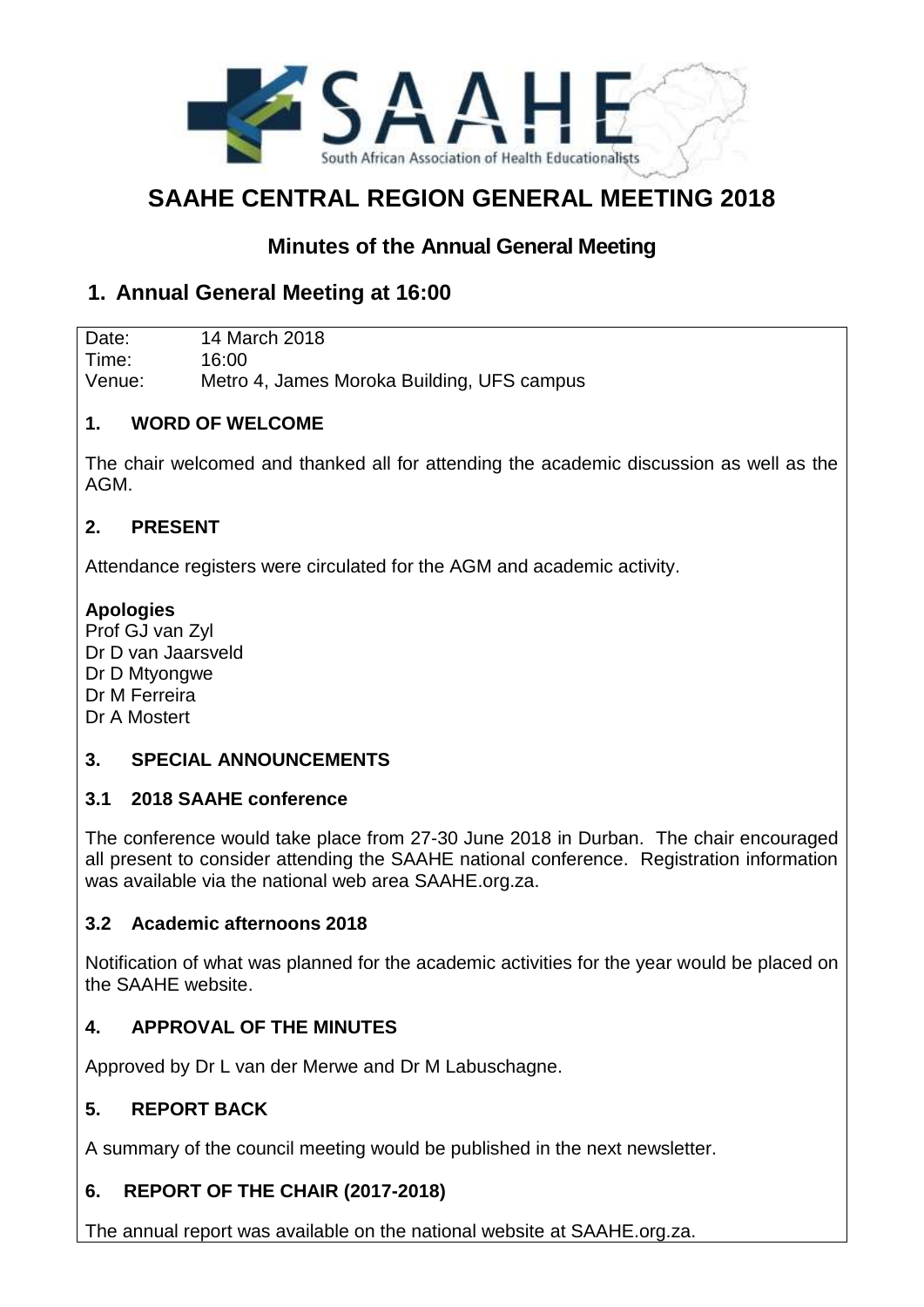# SAAHE CENTRAL REGION GENERAL MEETING 2018

## Minutes of the Annual General Meeting

## 1. Annual General Meeting at 16:00

| Date: | 14 March 2018 |
| --- | --- |
| Time: | 16:00 |
| Venue: | Metro 4, James Moroka Building, UFS campus |

### 1. WORD OF WELCOME

The chair welcomed and thanked all for attending the academic discussion as well as the AGM.

### 2. PRESENT

Attendance registers were circulated for the AGM and academic activity.

**Apologies**
Prof GJ van Zyl
Dr D van Jaarsveld
Dr D Mtyongwe
Dr M Ferreira
Dr A Mostert

### 3. SPECIAL ANNOUNCEMENTS

#### 3.1 2018 SAAHE conference

The conference would take place from 27-30 June 2018 in Durban. The chair encouraged all present to consider attending the SAAHE national conference. Registration information was available via the national web area SAAHE.org.za.

#### 3.2 Academic afternoons 2018

Notification of what was planned for the academic activities for the year would be placed on the SAAHE website.

### 4. APPROVAL OF THE MINUTES

Approved by Dr L van der Merwe and Dr M Labuschagne.

### 5. REPORT BACK

A summary of the council meeting would be published in the next newsletter.

### 6. REPORT OF THE CHAIR (2017-2018)

The annual report was available on the national website at SAAHE.org.za.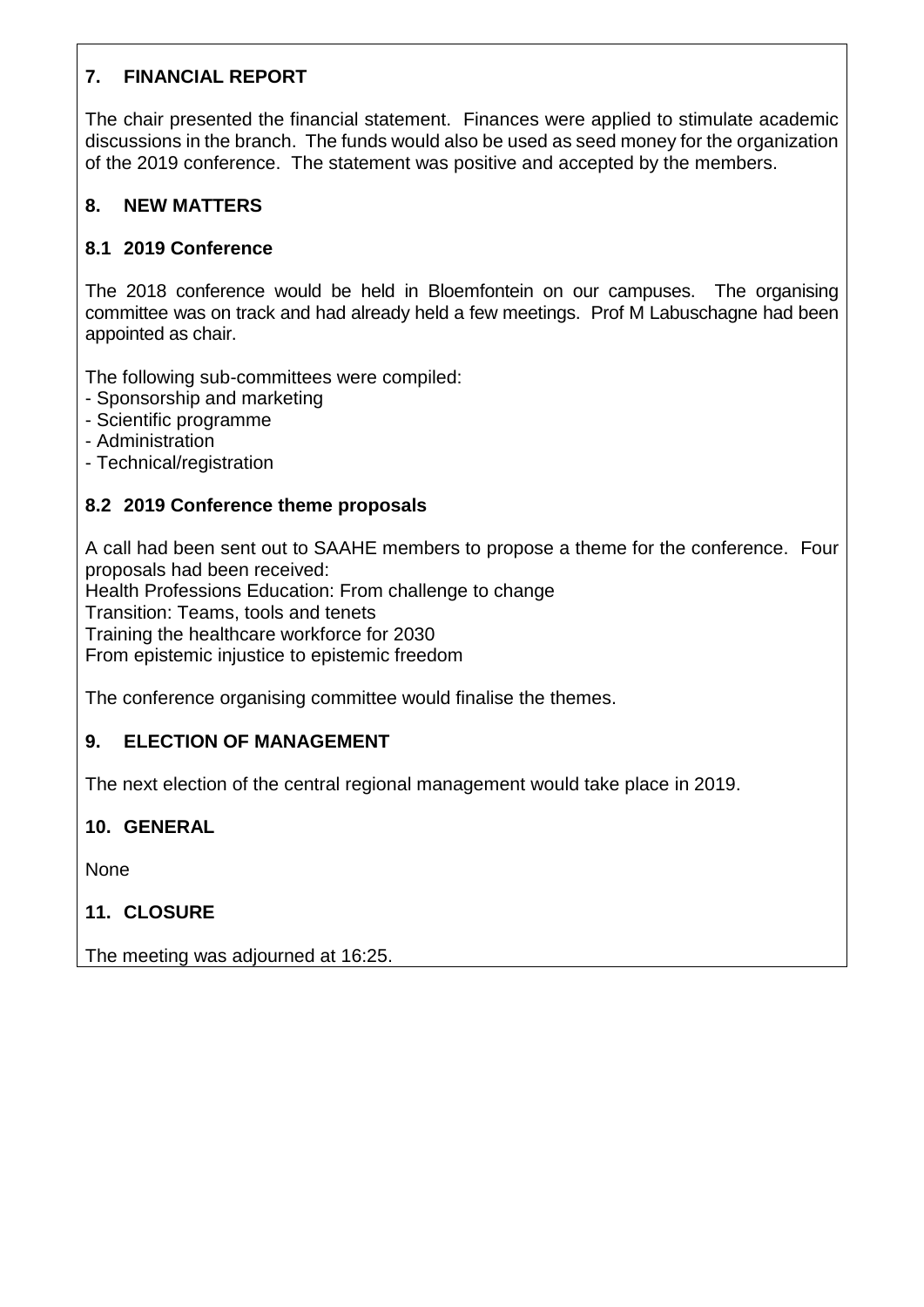## 7. FINANCIAL REPORT

The chair presented the financial statement. Finances were applied to stimulate academic discussions in the branch. The funds would also be used as seed money for the organization of the 2019 conference. The statement was positive and accepted by the members.

## 8. NEW MATTERS

### 8.1 2019 Conference

The 2018 conference would be held in Bloemfontein on our campuses. The organising committee was on track and had already held a few meetings. Prof M Labuschagne had been appointed as chair.

The following sub-committees were compiled:

- Sponsorship and marketing
- Scientific programme
- Administration
- Technical/registration

### 8.2 2019 Conference theme proposals

A call had been sent out to SAAHE members to propose a theme for the conference. Four proposals had been received:

Health Professions Education: From challenge to change
Transition: Teams, tools and tenets
Training the healthcare workforce for 2030
From epistemic injustice to epistemic freedom

The conference organising committee would finalise the themes.

## 9. ELECTION OF MANAGEMENT

The next election of the central regional management would take place in 2019.

## 10. GENERAL

None

## 11. CLOSURE

The meeting was adjourned at 16:25.